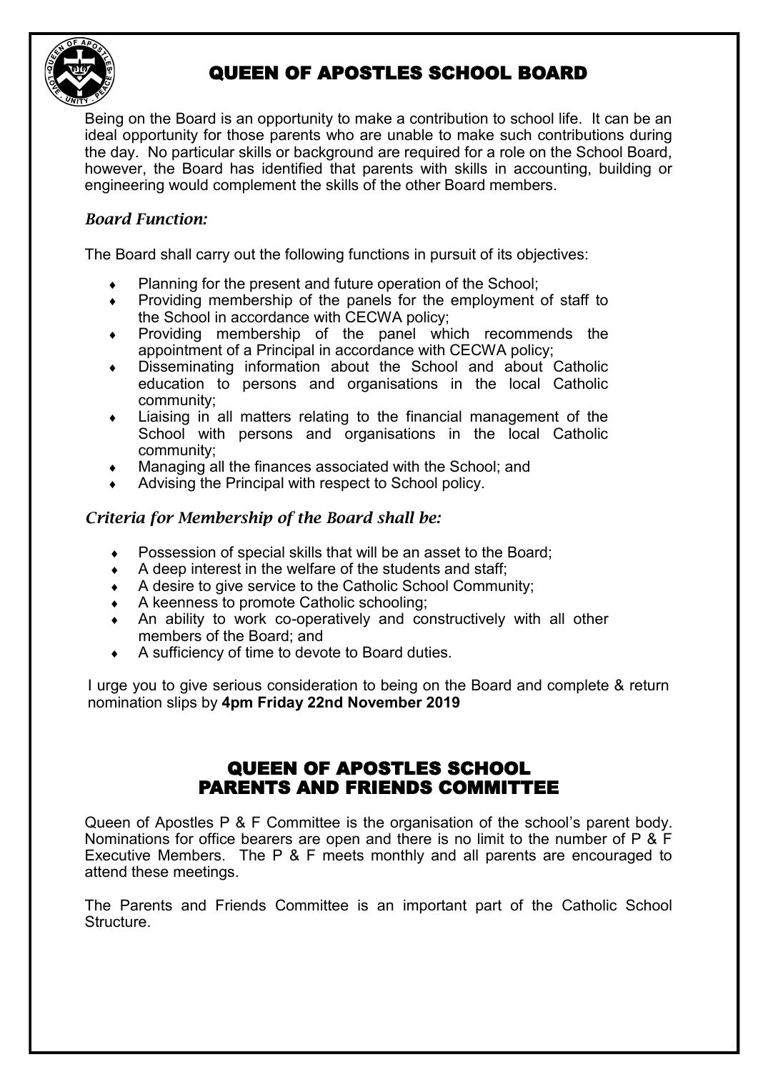# QUEEN OF APOSTLES SCHOOL BOARD

Being on the Board is an opportunity to make a contribution to school life. It can be an ideal opportunity for those parents who are unable to make such contributions during the day. No particular skills or background are required for a role on the School Board, however, the Board has identified that parents with skills in accounting, building or engineering would complement the skills of the other Board members.

### *Board Function:*

The Board shall carry out the following functions in pursuit of its objectives:

- Planning for the present and future operation of the School;
- Providing membership of the panels for the employment of staff to the School in accordance with CECWA policy;
- Providing membership of the panel which recommends the appointment of a Principal in accordance with CECWA policy;
- Disseminating information about the School and about Catholic education to persons and organisations in the local Catholic community;
- Liaising in all matters relating to the financial management of the School with persons and organisations in the local Catholic community;
- Managing all the finances associated with the School; and
- Advising the Principal with respect to School policy.

### *Criteria for Membership of the Board shall be:*

- Possession of special skills that will be an asset to the Board;
- A deep interest in the welfare of the students and staff;
- A desire to give service to the Catholic School Community;
- A keenness to promote Catholic schooling;
- An ability to work co-operatively and constructively with all other members of the Board; and
- A sufficiency of time to devote to Board duties.

I urge you to give serious consideration to being on the Board and complete & return nomination slips by **4pm Friday 22nd November 2019**

# QUEEN OF APOSTLES SCHOOL PARENTS AND FRIENDS COMMITTEE

Queen of Apostles P & F Committee is the organisation of the school's parent body. Nominations for office bearers are open and there is no limit to the number of P & F Executive Members. The P & F meets monthly and all parents are encouraged to attend these meetings.

The Parents and Friends Committee is an important part of the Catholic School Structure.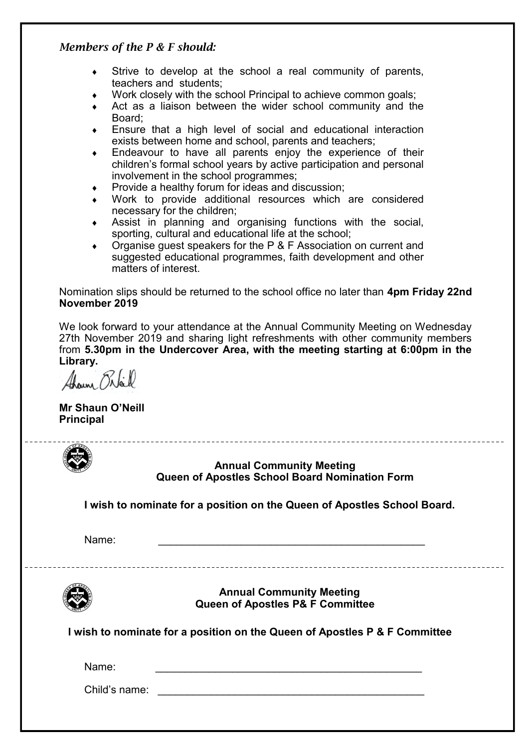*Members of the P & F should:*

- Strive to develop at the school a real community of parents, teachers and students;
- Work closely with the school Principal to achieve common goals;
- Act as a liaison between the wider school community and the Board;
- Ensure that a high level of social and educational interaction exists between home and school, parents and teachers;
- Endeavour to have all parents enjoy the experience of their children's formal school years by active participation and personal involvement in the school programmes;
- Provide a healthy forum for ideas and discussion;
- Work to provide additional resources which are considered necessary for the children;
- Assist in planning and organising functions with the social, sporting, cultural and educational life at the school;
- Organise guest speakers for the P & F Association on current and suggested educational programmes, faith development and other matters of interest.

Nomination slips should be returned to the school office no later than **4pm Friday 22nd November 2019**

We look forward to your attendance at the Annual Community Meeting on Wednesday 27th November 2019 and sharing light refreshments with other community members from **5.30pm in the Undercover Area, with the meeting starting at 6:00pm in the Library.**

**Mr Shaun O'Neill**
**Principal**

---

**Annual Community Meeting**
**Queen of Apostles School Board Nomination Form**

**I wish to nominate for a position on the Queen of Apostles School Board.**

Name: ______________________________________________

---

**Annual Community Meeting**
**Queen of Apostles P& F Committee**

**I wish to nominate for a position on the Queen of Apostles P & F Committee**

Name: ______________________________________________

Child's name: ______________________________________________